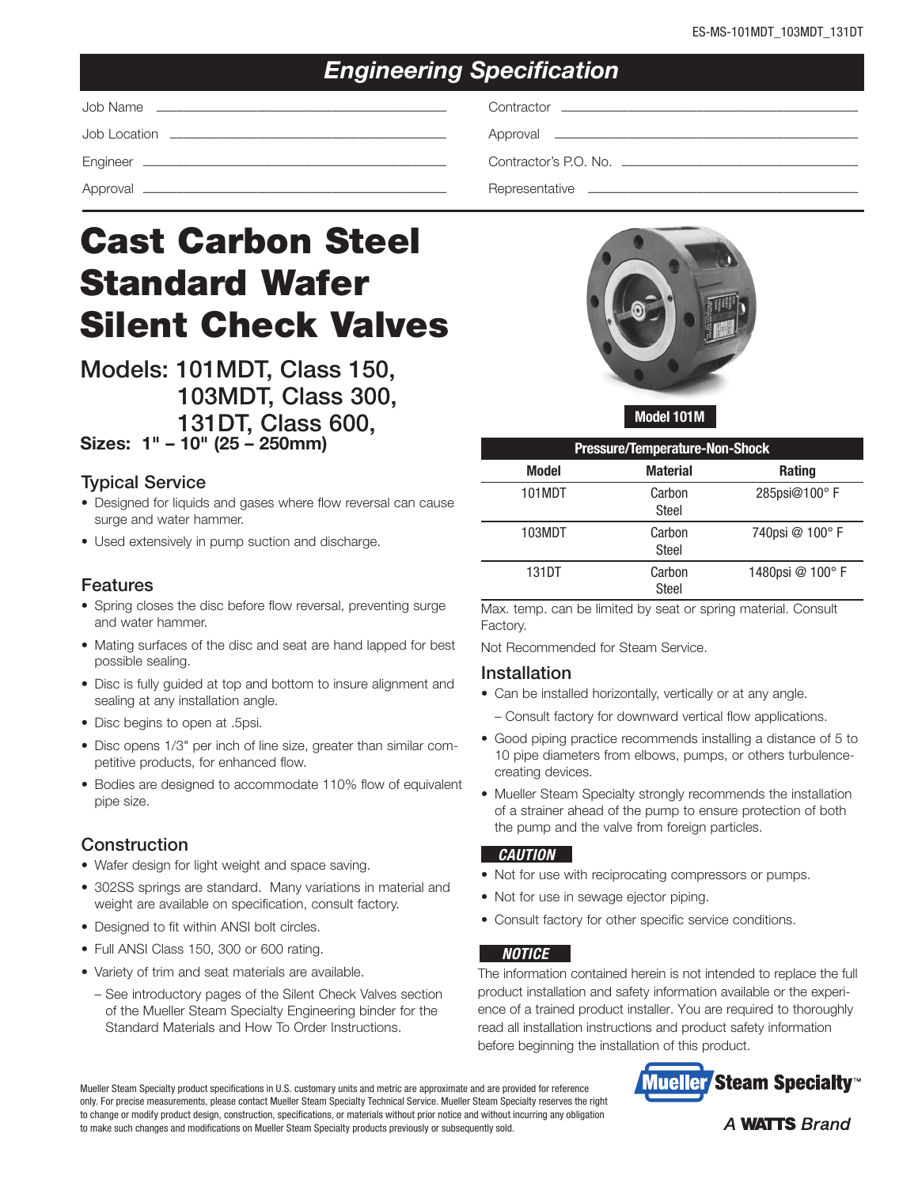ES-MS-101MDT_103MDT_131DT

## Engineering Specification

Job Name ________________________

Job Location ________________________

Engineer ________________________

Approval ________________________

Contractor ________________________

Approval ________________________

Contractor's P.O. No. ________________________

Representative ________________________

# Cast Carbon Steel Standard Wafer Silent Check Valves

## Models: 101MDT, Class 150, 103MDT, Class 300, 131DT, Class 600,

**Sizes: 1" – 10" (25 – 250mm)**

Model 101M

### Typical Service

- Designed for liquids and gases where flow reversal can cause surge and water hammer.
- Used extensively in pump suction and discharge.

### Features

- Spring closes the disc before flow reversal, preventing surge and water hammer.
- Mating surfaces of the disc and seat are hand lapped for best possible sealing.
- Disc is fully guided at top and bottom to insure alignment and sealing at any installation angle.
- Disc begins to open at .5psi.
- Disc opens 1/3" per inch of line size, greater than similar competitive products, for enhanced flow.
- Bodies are designed to accommodate 110% flow of equivalent pipe size.

### Construction

- Wafer design for light weight and space saving.
- 302SS springs are standard. Many variations in material and weight are available on specification, consult factory.
- Designed to fit within ANSI bolt circles.
- Full ANSI Class 150, 300 or 600 rating.
- Variety of trim and seat materials are available.
  - See introductory pages of the Silent Check Valves section of the Mueller Steam Specialty Engineering binder for the Standard Materials and How To Order Instructions.

**Pressure/Temperature-Non-Shock**

| Model | Material | Rating |
|---|---|---|
| 101MDT | Carbon Steel | 285psi@100° F |
| 103MDT | Carbon Steel | 740psi @ 100° F |
| 131DT | Carbon Steel | 1480psi @ 100° F |

Max. temp. can be limited by seat or spring material. Consult Factory.

Not Recommended for Steam Service.

### Installation

- Can be installed horizontally, vertically or at any angle.
  - Consult factory for downward vertical flow applications.
- Good piping practice recommends installing a distance of 5 to 10 pipe diameters from elbows, pumps, or others turbulence-creating devices.
- Mueller Steam Specialty strongly recommends the installation of a strainer ahead of the pump to ensure protection of both the pump and the valve from foreign particles.

**CAUTION**

- Not for use with reciprocating compressors or pumps.
- Not for use in sewage ejector piping.
- Consult factory for other specific service conditions.

**NOTICE**

The information contained herein is not intended to replace the full product installation and safety information available or the experience of a trained product installer. You are required to thoroughly read all installation instructions and product safety information before beginning the installation of this product.

Mueller Steam Specialty product specifications in U.S. customary units and metric are approximate and are provided for reference only. For precise measurements, please contact Mueller Steam Specialty Technical Service. Mueller Steam Specialty reserves the right to change or modify product design, construction, specifications, or materials without prior notice and without incurring any obligation to make such changes and modifications on Mueller Steam Specialty products previously or subsequently sold.

Mueller Steam Specialty™

A WATTS Brand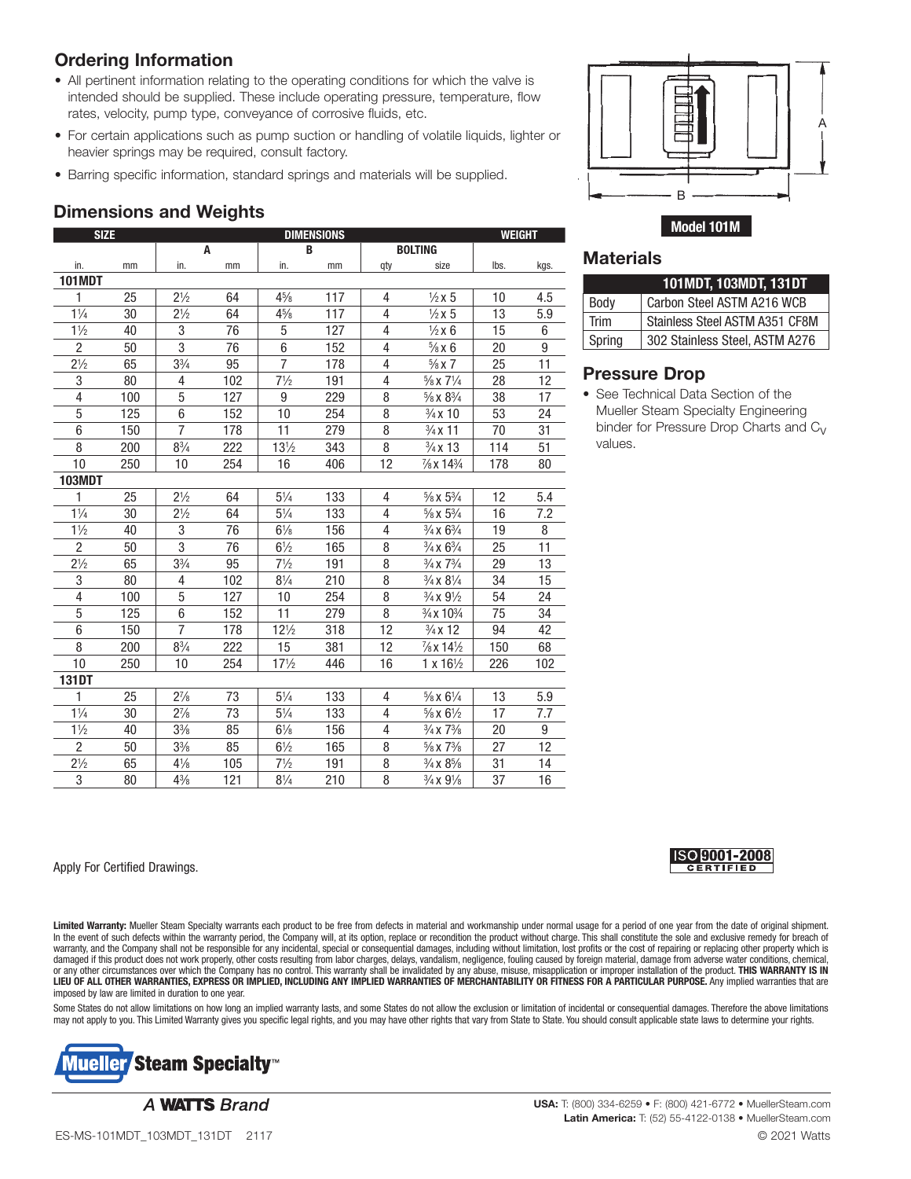## Ordering Information

- All pertinent information relating to the operating conditions for which the valve is intended should be supplied. These include operating pressure, temperature, flow rates, velocity, pump type, conveyance of corrosive fluids, etc.
- For certain applications such as pump suction or handling of volatile liquids, lighter or heavier springs may be required, consult factory.
- Barring specific information, standard springs and materials will be supplied.

## Dimensions and Weights

| SIZE | | DIMENSIONS | | | | | | WEIGHT | |
|---|---|---|---|---|---|---|---|---|---|
| | | A | | B | | BOLTING | | | |
| in. | mm | in. | mm | in. | mm | qty | size | lbs. | kgs. |
| **101MDT** | | | | | | | | | |
| 1 | 25 | 2½ | 64 | 4⅝ | 117 | 4 | ½ x 5 | 10 | 4.5 |
| 1¼ | 30 | 2½ | 64 | 4⅝ | 117 | 4 | ½ x 5 | 13 | 5.9 |
| 1½ | 40 | 3 | 76 | 5 | 127 | 4 | ½ x 6 | 15 | 6 |
| 2 | 50 | 3 | 76 | 6 | 152 | 4 | ⅝ x 6 | 20 | 9 |
| 2½ | 65 | 3¾ | 95 | 7 | 178 | 4 | ⅝ x 7 | 25 | 11 |
| 3 | 80 | 4 | 102 | 7½ | 191 | 4 | ⅝ x 7¼ | 28 | 12 |
| 4 | 100 | 5 | 127 | 9 | 229 | 8 | ⅝ x 8¾ | 38 | 17 |
| 5 | 125 | 6 | 152 | 10 | 254 | 8 | ¾ x 10 | 53 | 24 |
| 6 | 150 | 7 | 178 | 11 | 279 | 8 | ¾ x 11 | 70 | 31 |
| 8 | 200 | 8¾ | 222 | 13½ | 343 | 8 | ¾ x 13 | 114 | 51 |
| 10 | 250 | 10 | 254 | 16 | 406 | 12 | ⅞ x 14¾ | 178 | 80 |
| **103MDT** | | | | | | | | | |
| 1 | 25 | 2½ | 64 | 5¼ | 133 | 4 | ⅝ x 5¾ | 12 | 5.4 |
| 1¼ | 30 | 2½ | 64 | 5¼ | 133 | 4 | ⅝ x 5¾ | 16 | 7.2 |
| 1½ | 40 | 3 | 76 | 6⅛ | 156 | 4 | ¾ x 6¾ | 19 | 8 |
| 2 | 50 | 3 | 76 | 6½ | 165 | 8 | ¾ x 6¾ | 25 | 11 |
| 2½ | 65 | 3¾ | 95 | 7½ | 191 | 8 | ¾ x 7¾ | 29 | 13 |
| 3 | 80 | 4 | 102 | 8¼ | 210 | 8 | ¾ x 8¼ | 34 | 15 |
| 4 | 100 | 5 | 127 | 10 | 254 | 8 | ¾ x 9½ | 54 | 24 |
| 5 | 125 | 6 | 152 | 11 | 279 | 8 | ¾ x 10¾ | 75 | 34 |
| 6 | 150 | 7 | 178 | 12½ | 318 | 12 | ¾ x 12 | 94 | 42 |
| 8 | 200 | 8¾ | 222 | 15 | 381 | 12 | ⅞ x 14½ | 150 | 68 |
| 10 | 250 | 10 | 254 | 17½ | 446 | 16 | 1 x 16½ | 226 | 102 |
| **131DT** | | | | | | | | | |
| 1 | 25 | 2⅞ | 73 | 5¼ | 133 | 4 | ⅝ x 6¼ | 13 | 5.9 |
| 1¼ | 30 | 2⅞ | 73 | 5¼ | 133 | 4 | ⅝ x 6½ | 17 | 7.7 |
| 1½ | 40 | 3⅜ | 85 | 6⅛ | 156 | 4 | ¾ x 7⅜ | 20 | 9 |
| 2 | 50 | 3⅜ | 85 | 6½ | 165 | 8 | ⅝ x 7⅜ | 27 | 12 |
| 2½ | 65 | 4⅛ | 105 | 7½ | 191 | 8 | ¾ x 8⅝ | 31 | 14 |
| 3 | 80 | 4⅜ | 121 | 8¼ | 210 | 8 | ¾ x 9⅛ | 37 | 16 |

A

B

**Model 101M**

## Materials

| | 101MDT, 103MDT, 131DT |
|---|---|
| Body | Carbon Steel ASTM A216 WCB |
| Trim | Stainless Steel ASTM A351 CF8M |
| Spring | 302 Stainless Steel, ASTM A276 |

## Pressure Drop

- See Technical Data Section of the Mueller Steam Specialty Engineering binder for Pressure Drop Charts and $C_V$ values.

Apply For Certified Drawings.

ISO 9001-2008 CERTIFIED

**Limited Warranty:** Mueller Steam Specialty warrants each product to be free from defects in material and workmanship under normal usage for a period of one year from the date of original shipment. In the event of such defects within the warranty period, the Company will, at its option, replace or recondition the product without charge. This shall constitute the sole and exclusive remedy for breach of warranty, and the Company shall not be responsible for any incidental, special or consequential damages, including without limitation, lost profits or the cost of repairing or replacing other property which is damaged if this product does not work properly, other costs resulting from labor charges, delays, vandalism, negligence, fouling caused by foreign material, damage from adverse water conditions, chemical, or any other circumstances over which the Company has no control. This warranty shall be invalidated by any abuse, misuse, misapplication or improper installation of the product. **THIS WARRANTY IS IN LIEU OF ALL OTHER WARRANTIES, EXPRESS OR IMPLIED, INCLUDING ANY IMPLIED WARRANTIES OF MERCHANTABILITY OR FITNESS FOR A PARTICULAR PURPOSE.** Any implied warranties that are imposed by law are limited in duration to one year.

Some States do not allow limitations on how long an implied warranty lasts, and some States do not allow the exclusion or limitation of incidental or consequential damages. Therefore the above limitations may not apply to you. This Limited Warranty gives you specific legal rights, and you may have other rights that vary from State to State. You should consult applicable state laws to determine your rights.

Mueller Steam Specialty™

*A* **WATTS** *Brand*

**USA:** T: (800) 334-6259 • F: (800) 421-6772 • MuellerSteam.com
**Latin America:** T: (52) 55-4122-0138 • MuellerSteam.com

ES-MS-101MDT_103MDT_131DT 2117

© 2021 Watts